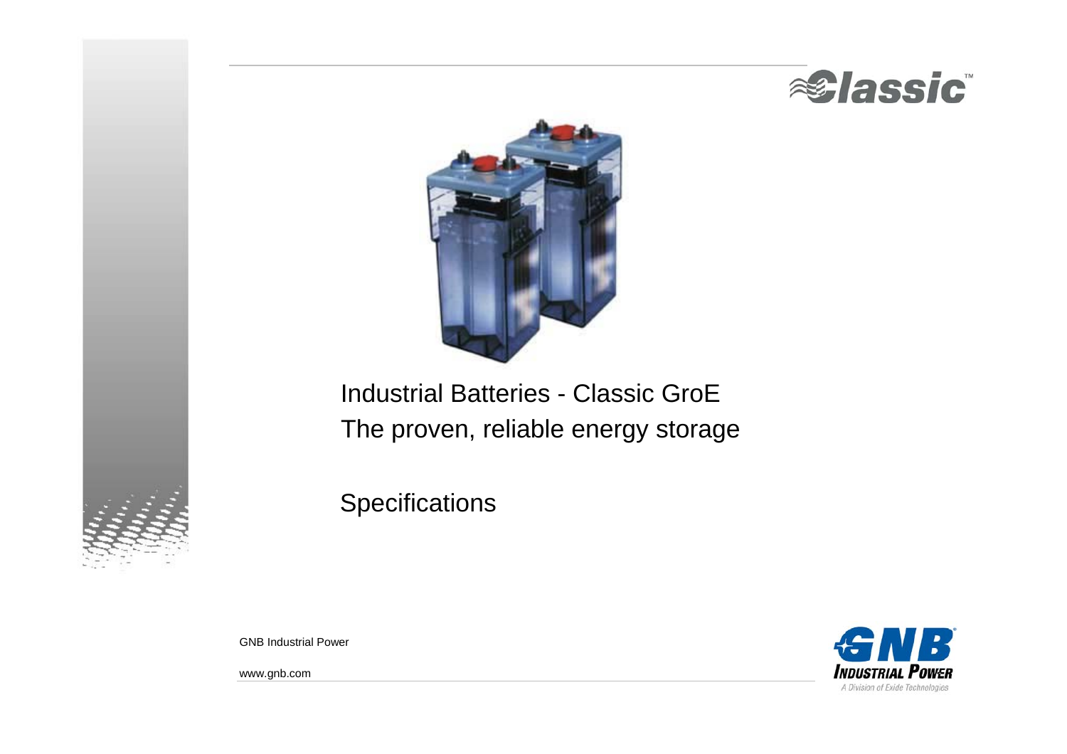Classic™

# Industrial Batteries - Classic GroE

## The proven, reliable energy storage

## Specifications

GNB Industrial Power

www.gnb.com

GNB Industrial Power
A Division of Exide Technologies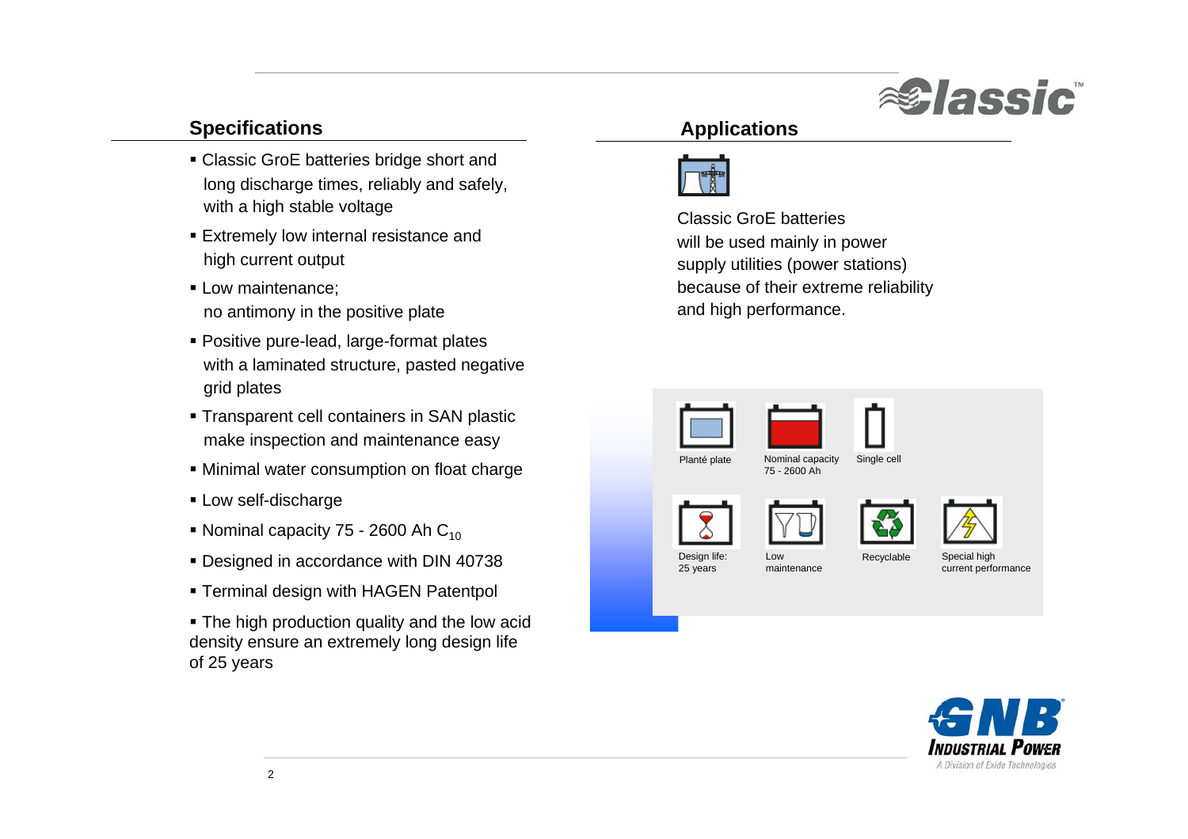## Specifications

- Classic GroE batteries bridge short and long discharge times, reliably and safely, with a high stable voltage
- Extremely low internal resistance and high current output
- Low maintenance; no antimony in the positive plate
- Positive pure-lead, large-format plates with a laminated structure, pasted negative grid plates
- Transparent cell containers in SAN plastic make inspection and maintenance easy
- Minimal water consumption on float charge
- Low self-discharge
- Nominal capacity 75 - 2600 Ah $C_{10}$
- Designed in accordance with DIN 40738
- Terminal design with HAGEN Patentpol
- The high production quality and the low acid density ensure an extremely long design life of 25 years

## Applications

Classic GroE batteries will be used mainly in power supply utilities (power stations) because of their extreme reliability and high performance.

Planté plate

Nominal capacity 75 - 2600 Ah

Single cell

Design life: 25 years

Low maintenance

Recyclable

Special high current performance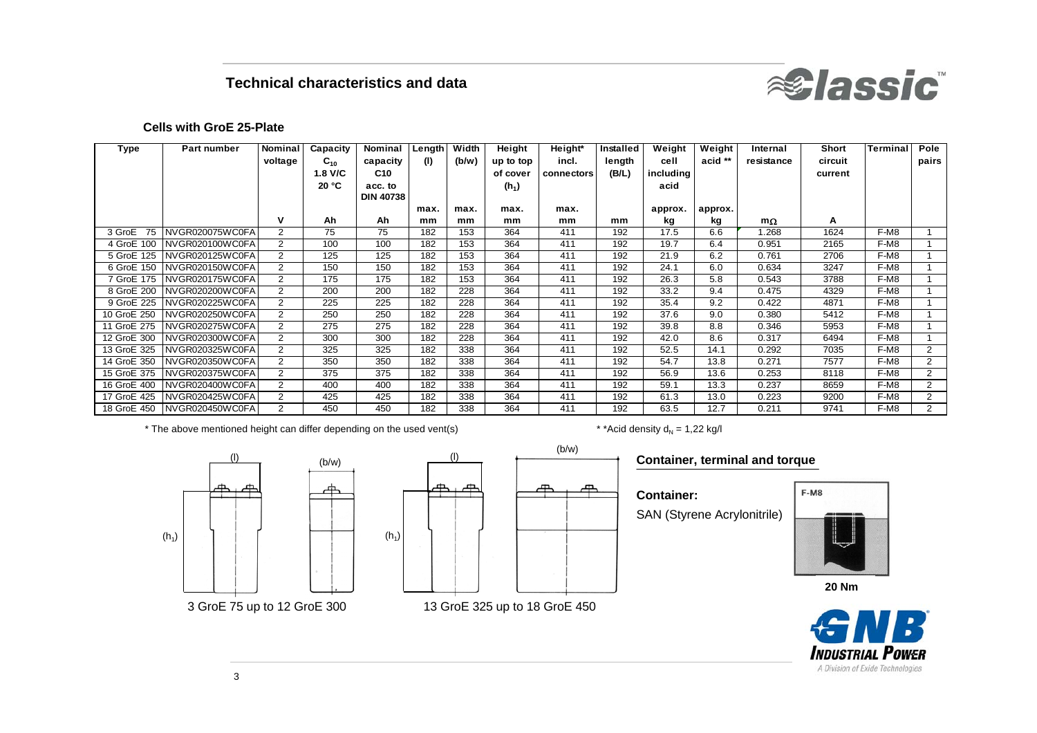## Technical characteristics and data

### Cells with GroE 25-Plate

| Type | Part number | Nominal voltage | Capacity $C_{10}$ 1.8 V/C 20 °C | Nominal capacity C10 acc. to DIN 40738 | Length (l) | Width (b/w) | Height up to top of cover ($h_1$) | Height* incl. connectors | Installed length (B/L) | Weight cell including acid | Weight acid ** | Internal resistance | Short circuit current | Terminal | Pole pairs |
|---|---|---|---|---|---|---|---|---|---|---|---|---|---|---|---|
| | | | | | max. | max. | max. | max. | | approx. | approx. | | | | |
| | | V | Ah | Ah | mm | mm | mm | mm | mm | kg | kg | mΩ | A | | |
| 3 GroE 75 | NVGR020075WC0FA | 2 | 75 | 75 | 182 | 153 | 364 | 411 | 192 | 17.5 | 6.6 | 1.268 | 1624 | F-M8 | 1 |
| 4 GroE 100 | NVGR020100WC0FA | 2 | 100 | 100 | 182 | 153 | 364 | 411 | 192 | 19.7 | 6.4 | 0.951 | 2165 | F-M8 | 1 |
| 5 GroE 125 | NVGR020125WC0FA | 2 | 125 | 125 | 182 | 153 | 364 | 411 | 192 | 21.9 | 6.2 | 0.761 | 2706 | F-M8 | 1 |
| 6 GroE 150 | NVGR020150WC0FA | 2 | 150 | 150 | 182 | 153 | 364 | 411 | 192 | 24.1 | 6.0 | 0.634 | 3247 | F-M8 | 1 |
| 7 GroE 175 | NVGR020175WC0FA | 2 | 175 | 175 | 182 | 153 | 364 | 411 | 192 | 26.3 | 5.8 | 0.543 | 3788 | F-M8 | 1 |
| 8 GroE 200 | NVGR020200WC0FA | 2 | 200 | 200 | 182 | 228 | 364 | 411 | 192 | 33.2 | 9.4 | 0.475 | 4329 | F-M8 | 1 |
| 9 GroE 225 | NVGR020225WC0FA | 2 | 225 | 225 | 182 | 228 | 364 | 411 | 192 | 35.4 | 9.2 | 0.422 | 4871 | F-M8 | 1 |
| 10 GroE 250 | NVGR020250WC0FA | 2 | 250 | 250 | 182 | 228 | 364 | 411 | 192 | 37.6 | 9.0 | 0.380 | 5412 | F-M8 | 1 |
| 11 GroE 275 | NVGR020275WC0FA | 2 | 275 | 275 | 182 | 228 | 364 | 411 | 192 | 39.8 | 8.8 | 0.346 | 5953 | F-M8 | 1 |
| 12 GroE 300 | NVGR020300WC0FA | 2 | 300 | 300 | 182 | 228 | 364 | 411 | 192 | 42.0 | 8.6 | 0.317 | 6494 | F-M8 | 1 |
| 13 GroE 325 | NVGR020325WC0FA | 2 | 325 | 325 | 182 | 338 | 364 | 411 | 192 | 52.5 | 14.1 | 0.292 | 7035 | F-M8 | 2 |
| 14 GroE 350 | NVGR020350WC0FA | 2 | 350 | 350 | 182 | 338 | 364 | 411 | 192 | 54.7 | 13.8 | 0.271 | 7577 | F-M8 | 2 |
| 15 GroE 375 | NVGR020375WC0FA | 2 | 375 | 375 | 182 | 338 | 364 | 411 | 192 | 56.9 | 13.6 | 0.253 | 8118 | F-M8 | 2 |
| 16 GroE 400 | NVGR020400WC0FA | 2 | 400 | 400 | 182 | 338 | 364 | 411 | 192 | 59.1 | 13.3 | 0.237 | 8659 | F-M8 | 2 |
| 17 GroE 425 | NVGR020425WC0FA | 2 | 425 | 425 | 182 | 338 | 364 | 411 | 192 | 61.3 | 13.0 | 0.223 | 9200 | F-M8 | 2 |
| 18 GroE 450 | NVGR020450WC0FA | 2 | 450 | 450 | 182 | 338 | 364 | 411 | 192 | 63.5 | 12.7 | 0.211 | 9741 | F-M8 | 2 |

\* The above mentioned height can differ depending on the used vent(s)

\*\*Acid density $d_N$ = 1,22 kg/l

3 GroE 75 up to 12 GroE 300

13 GroE 325 up to 18 GroE 450

### Container, terminal and torque

**Container:**

SAN (Styrene Acrylonitrile)

F-M8

**20 Nm**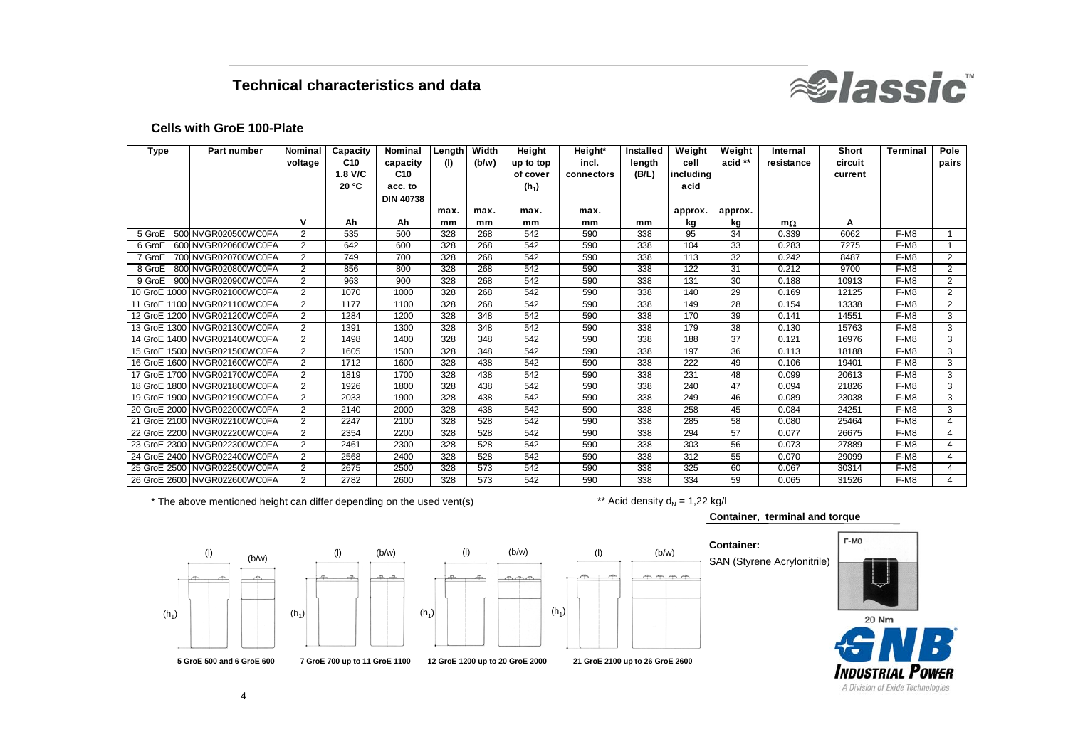## Technical characteristics and data

### Cells with GroE 100-Plate

| Type | Part number | Nominal voltage | Capacity C10 1.8 V/C 20 °C | Nominal capacity C10 acc. to DIN 40738 | Length (l) | Width (b/w) | Height up to top of cover ($h_1$) | Height* incl. connectors | Installed length (B/L) | Weight cell including acid | Weight acid ** | Internal resistance | Short circuit current | Terminal | Pole pairs |
|---|---|---|---|---|---|---|---|---|---|---|---|---|---|---|---|
| | | | | | max. | max. | max. | max. | | approx. | approx. | | | | |
| | | V | Ah | Ah | mm | mm | mm | mm | mm | kg | kg | mΩ | A | | |
| 5 GroE 500 | NVGR020500WC0FA | 2 | 535 | 500 | 328 | 268 | 542 | 590 | 338 | 95 | 34 | 0.339 | 6062 | F-M8 | 1 |
| 6 GroE 600 | NVGR020600WC0FA | 2 | 642 | 600 | 328 | 268 | 542 | 590 | 338 | 104 | 33 | 0.283 | 7275 | F-M8 | 1 |
| 7 GroE 700 | NVGR020700WC0FA | 2 | 749 | 700 | 328 | 268 | 542 | 590 | 338 | 113 | 32 | 0.242 | 8487 | F-M8 | 2 |
| 8 GroE 800 | NVGR020800WC0FA | 2 | 856 | 800 | 328 | 268 | 542 | 590 | 338 | 122 | 31 | 0.212 | 9700 | F-M8 | 2 |
| 9 GroE 900 | NVGR020900WC0FA | 2 | 963 | 900 | 328 | 268 | 542 | 590 | 338 | 131 | 30 | 0.188 | 10913 | F-M8 | 2 |
| 10 GroE 1000 | NVGR021000WC0FA | 2 | 1070 | 1000 | 328 | 268 | 542 | 590 | 338 | 140 | 29 | 0.169 | 12125 | F-M8 | 2 |
| 11 GroE 1100 | NVGR021100WC0FA | 2 | 1177 | 1100 | 328 | 268 | 542 | 590 | 338 | 149 | 28 | 0.154 | 13338 | F-M8 | 2 |
| 12 GroE 1200 | NVGR021200WC0FA | 2 | 1284 | 1200 | 328 | 348 | 542 | 590 | 338 | 170 | 39 | 0.141 | 14551 | F-M8 | 3 |
| 13 GroE 1300 | NVGR021300WC0FA | 2 | 1391 | 1300 | 328 | 348 | 542 | 590 | 338 | 179 | 38 | 0.130 | 15763 | F-M8 | 3 |
| 14 GroE 1400 | NVGR021400WC0FA | 2 | 1498 | 1400 | 328 | 348 | 542 | 590 | 338 | 188 | 37 | 0.121 | 16976 | F-M8 | 3 |
| 15 GroE 1500 | NVGR021500WC0FA | 2 | 1605 | 1500 | 328 | 348 | 542 | 590 | 338 | 197 | 36 | 0.113 | 18188 | F-M8 | 3 |
| 16 GroE 1600 | NVGR021600WC0FA | 2 | 1712 | 1600 | 328 | 438 | 542 | 590 | 338 | 222 | 49 | 0.106 | 19401 | F-M8 | 3 |
| 17 GroE 1700 | NVGR021700WC0FA | 2 | 1819 | 1700 | 328 | 438 | 542 | 590 | 338 | 231 | 48 | 0.099 | 20613 | F-M8 | 3 |
| 18 GroE 1800 | NVGR021800WC0FA | 2 | 1926 | 1800 | 328 | 438 | 542 | 590 | 338 | 240 | 47 | 0.094 | 21826 | F-M8 | 3 |
| 19 GroE 1900 | NVGR021900WC0FA | 2 | 2033 | 1900 | 328 | 438 | 542 | 590 | 338 | 249 | 46 | 0.089 | 23038 | F-M8 | 3 |
| 20 GroE 2000 | NVGR022000WC0FA | 2 | 2140 | 2000 | 328 | 438 | 542 | 590 | 338 | 258 | 45 | 0.084 | 24251 | F-M8 | 3 |
| 21 GroE 2100 | NVGR022100WC0FA | 2 | 2247 | 2100 | 328 | 528 | 542 | 590 | 338 | 285 | 58 | 0.080 | 25464 | F-M8 | 4 |
| 22 GroE 2200 | NVGR022200WC0FA | 2 | 2354 | 2200 | 328 | 528 | 542 | 590 | 338 | 294 | 57 | 0.077 | 26675 | F-M8 | 4 |
| 23 GroE 2300 | NVGR022300WC0FA | 2 | 2461 | 2300 | 328 | 528 | 542 | 590 | 338 | 303 | 56 | 0.073 | 27889 | F-M8 | 4 |
| 24 GroE 2400 | NVGR022400WC0FA | 2 | 2568 | 2400 | 328 | 528 | 542 | 590 | 338 | 312 | 55 | 0.070 | 29099 | F-M8 | 4 |
| 25 GroE 2500 | NVGR022500WC0FA | 2 | 2675 | 2500 | 328 | 573 | 542 | 590 | 338 | 325 | 60 | 0.067 | 30314 | F-M8 | 4 |
| 26 GroE 2600 | NVGR022600WC0FA | 2 | 2782 | 2600 | 328 | 573 | 542 | 590 | 338 | 334 | 59 | 0.065 | 31526 | F-M8 | 4 |

\* The above mentioned height can differ depending on the used vent(s)

** Acid density $d_N$ = 1,22 kg/l

(l) (b/w) ($h_1$)

5 GroE 500 and 6 GroE 600

7 GroE 700 up to 11 GroE 1100

12 GroE 1200 up to 20 GroE 2000

21 GroE 2100 up to 26 GroE 2600

**Container, terminal and torque**

**Container:**

SAN (Styrene Acrylonitrile)

F-M8

20 Nm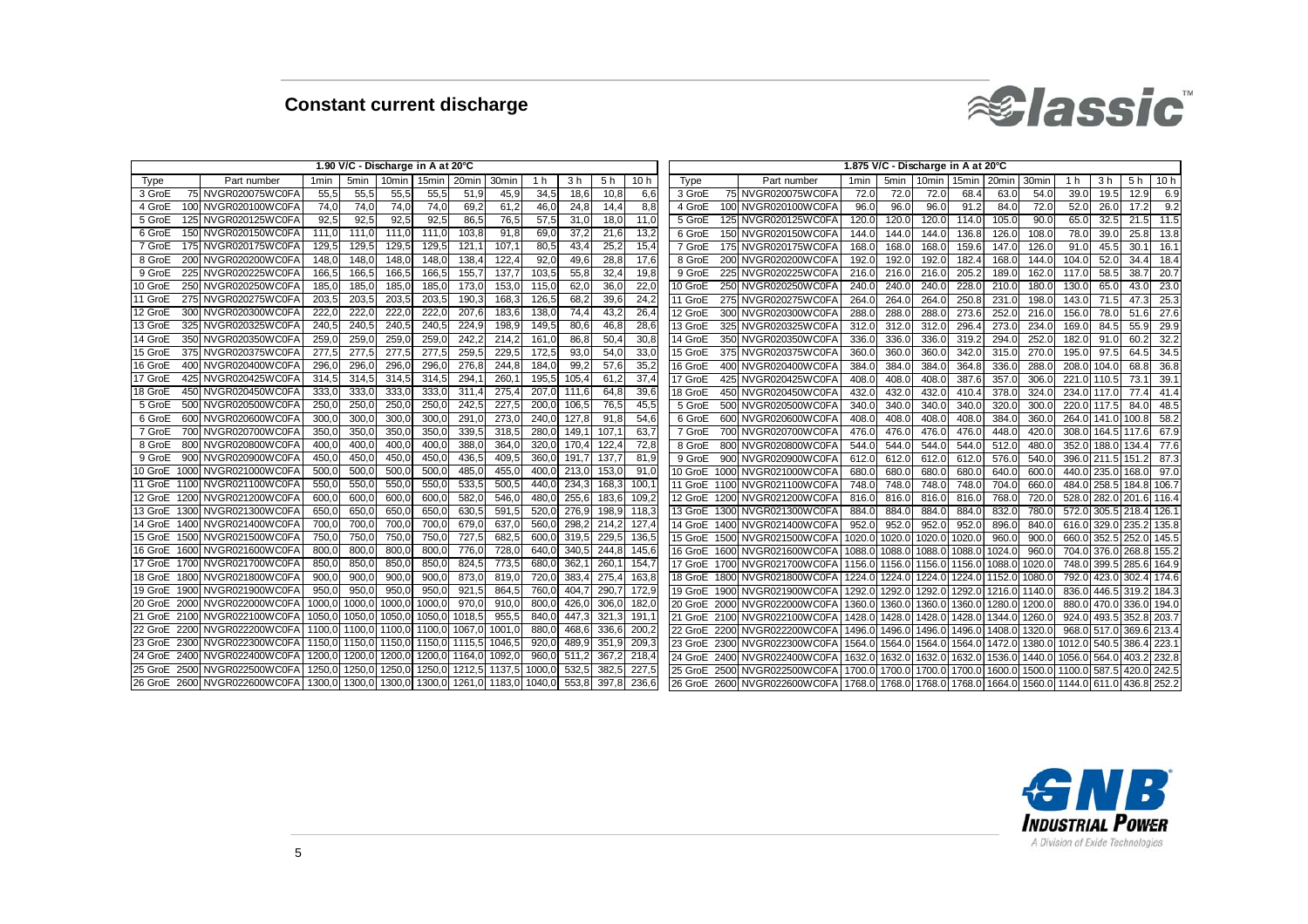# Constant current discharge

| 1.90 V/C - Discharge in A at 20°C | | | | | | | | | | | | |
|---|---|---|---|---|---|---|---|---|---|---|---|---|
| Type | | Part number | 1min | 5min | 10min | 15min | 20min | 30min | 1 h | 3 h | 5 h | 10 h |
| 3 GroE | 75 | NVGR020075WC0FA | 55,5 | 55,5 | 55,5 | 55,5 | 51,9 | 45,9 | 34,5 | 18,6 | 10,8 | 6,6 |
| 4 GroE | 100 | NVGR020100WC0FA | 74,0 | 74,0 | 74,0 | 74,0 | 69,2 | 61,2 | 46,0 | 24,8 | 14,4 | 8,8 |
| 5 GroE | 125 | NVGR020125WC0FA | 92,5 | 92,5 | 92,5 | 92,5 | 86,5 | 76,5 | 57,5 | 31,0 | 18,0 | 11,0 |
| 6 GroE | 150 | NVGR020150WC0FA | 111,0 | 111,0 | 111,0 | 111,0 | 103,8 | 91,8 | 69,0 | 37,2 | 21,6 | 13,2 |
| 7 GroE | 175 | NVGR020175WC0FA | 129,5 | 129,5 | 129,5 | 129,5 | 121,1 | 107,1 | 80,5 | 43,4 | 25,2 | 15,4 |
| 8 GroE | 200 | NVGR020200WC0FA | 148,0 | 148,0 | 148,0 | 148,0 | 138,4 | 122,4 | 92,0 | 49,6 | 28,8 | 17,6 |
| 9 GroE | 225 | NVGR020225WC0FA | 166,5 | 166,5 | 166,5 | 166,5 | 155,7 | 137,7 | 103,5 | 55,8 | 32,4 | 19,8 |
| 10 GroE | 250 | NVGR020250WC0FA | 185,0 | 185,0 | 185,0 | 185,0 | 173,0 | 153,0 | 115,0 | 62,0 | 36,0 | 22,0 |
| 11 GroE | 275 | NVGR020275WC0FA | 203,5 | 203,5 | 203,5 | 203,5 | 190,3 | 168,3 | 126,5 | 68,2 | 39,6 | 24,2 |
| 12 GroE | 300 | NVGR020300WC0FA | 222,0 | 222,0 | 222,0 | 222,0 | 207,6 | 183,6 | 138,0 | 74,4 | 43,2 | 26,4 |
| 13 GroE | 325 | NVGR020325WC0FA | 240,5 | 240,5 | 240,5 | 240,5 | 224,9 | 198,9 | 149,5 | 80,6 | 46,8 | 28,6 |
| 14 GroE | 350 | NVGR020350WC0FA | 259,0 | 259,0 | 259,0 | 259,0 | 242,2 | 214,2 | 161,0 | 86,8 | 50,4 | 30,8 |
| 15 GroE | 375 | NVGR020375WC0FA | 277,5 | 277,5 | 277,5 | 277,5 | 259,5 | 229,5 | 172,5 | 93,0 | 54,0 | 33,0 |
| 16 GroE | 400 | NVGR020400WC0FA | 296,0 | 296,0 | 296,0 | 296,0 | 276,8 | 244,8 | 184,0 | 99,2 | 57,6 | 35,2 |
| 17 GroE | 425 | NVGR020425WC0FA | 314,5 | 314,5 | 314,5 | 314,5 | 294,1 | 260,1 | 195,5 | 105,4 | 61,2 | 37,4 |
| 18 GroE | 450 | NVGR020450WC0FA | 333,0 | 333,0 | 333,0 | 333,0 | 311,4 | 275,4 | 207,0 | 111,6 | 64,8 | 39,6 |
| 5 GroE | 500 | NVGR020500WC0FA | 250,0 | 250,0 | 250,0 | 250,0 | 242,5 | 227,5 | 200,0 | 106,5 | 76,5 | 45,5 |
| 6 GroE | 600 | NVGR020600WC0FA | 300,0 | 300,0 | 300,0 | 300,0 | 291,0 | 273,0 | 240,0 | 127,8 | 91,8 | 54,6 |
| 7 GroE | 700 | NVGR020700WC0FA | 350,0 | 350,0 | 350,0 | 350,0 | 339,5 | 318,5 | 280,0 | 149,1 | 107,1 | 63,7 |
| 8 GroE | 800 | NVGR020800WC0FA | 400,0 | 400,0 | 400,0 | 400,0 | 388,0 | 364,0 | 320,0 | 170,4 | 122,4 | 72,8 |
| 9 GroE | 900 | NVGR020900WC0FA | 450,0 | 450,0 | 450,0 | 450,0 | 436,5 | 409,5 | 360,0 | 191,7 | 137,7 | 81,9 |
| 10 GroE | 1000 | NVGR021000WC0FA | 500,0 | 500,0 | 500,0 | 500,0 | 485,0 | 455,0 | 400,0 | 213,0 | 153,0 | 91,0 |
| 11 GroE | 1100 | NVGR021100WC0FA | 550,0 | 550,0 | 550,0 | 550,0 | 533,5 | 500,5 | 440,0 | 234,3 | 168,3 | 100,1 |
| 12 GroE | 1200 | NVGR021200WC0FA | 600,0 | 600,0 | 600,0 | 600,0 | 582,0 | 546,0 | 480,0 | 255,6 | 183,6 | 109,2 |
| 13 GroE | 1300 | NVGR021300WC0FA | 650,0 | 650,0 | 650,0 | 650,0 | 630,5 | 591,5 | 520,0 | 276,9 | 198,9 | 118,3 |
| 14 GroE | 1400 | NVGR021400WC0FA | 700,0 | 700,0 | 700,0 | 700,0 | 679,0 | 637,0 | 560,0 | 298,2 | 214,2 | 127,4 |
| 15 GroE | 1500 | NVGR021500WC0FA | 750,0 | 750,0 | 750,0 | 750,0 | 727,5 | 682,5 | 600,0 | 319,5 | 229,5 | 136,5 |
| 16 GroE | 1600 | NVGR021600WC0FA | 800,0 | 800,0 | 800,0 | 800,0 | 776,0 | 728,0 | 640,0 | 340,5 | 244,8 | 145,6 |
| 17 GroE | 1700 | NVGR021700WC0FA | 850,0 | 850,0 | 850,0 | 850,0 | 824,5 | 773,5 | 680,0 | 362,1 | 260,1 | 154,7 |
| 18 GroE | 1800 | NVGR021800WC0FA | 900,0 | 900,0 | 900,0 | 900,0 | 873,0 | 819,0 | 720,0 | 383,4 | 275,4 | 163,8 |
| 19 GroE | 1900 | NVGR021900WC0FA | 950,0 | 950,0 | 950,0 | 950,0 | 921,5 | 864,5 | 760,0 | 404,7 | 290,7 | 172,9 |
| 20 GroE | 2000 | NVGR022000WC0FA | 1000,0 | 1000,0 | 1000,0 | 1000,0 | 970,0 | 910,0 | 800,0 | 426,0 | 306,0 | 182,0 |
| 21 GroE | 2100 | NVGR022100WC0FA | 1050,0 | 1050,0 | 1050,0 | 1050,0 | 1018,5 | 955,5 | 840,0 | 447,3 | 321,3 | 191,1 |
| 22 GroE | 2200 | NVGR022200WC0FA | 1100,0 | 1100,0 | 1100,0 | 1100,0 | 1067,0 | 1001,0 | 880,0 | 468,6 | 336,6 | 200,2 |
| 23 GroE | 2300 | NVGR022300WC0FA | 1150,0 | 1150,0 | 1150,0 | 1150,0 | 1115,5 | 1046,5 | 920,0 | 489,9 | 351,9 | 209,3 |
| 24 GroE | 2400 | NVGR022400WC0FA | 1200,0 | 1200,0 | 1200,0 | 1200,0 | 1164,0 | 1092,0 | 960,0 | 511,2 | 367,2 | 218,4 |
| 25 GroE | 2500 | NVGR022500WC0FA | 1250,0 | 1250,0 | 1250,0 | 1250,0 | 1212,5 | 1137,5 | 1000,0 | 532,5 | 382,5 | 227,5 |
| 26 GroE | 2600 | NVGR022600WC0FA | 1300,0 | 1300,0 | 1300,0 | 1300,0 | 1261,0 | 1183,0 | 1040,0 | 553,8 | 397,8 | 236,6 |

| 1.875 V/C - Discharge in A at 20°C | | | | | | | | | | | | |
|---|---|---|---|---|---|---|---|---|---|---|---|---|
| Type | | Part number | 1min | 5min | 10min | 15min | 20min | 30min | 1 h | 3 h | 5 h | 10 h |
| 3 GroE | 75 | NVGR020075WC0FA | 72.0 | 72.0 | 72.0 | 68.4 | 63.0 | 54.0 | 39.0 | 19.5 | 12.9 | 6.9 |
| 4 GroE | 100 | NVGR020100WC0FA | 96.0 | 96.0 | 96.0 | 91.2 | 84.0 | 72.0 | 52.0 | 26.0 | 17.2 | 9.2 |
| 5 GroE | 125 | NVGR020125WC0FA | 120.0 | 120.0 | 120.0 | 114.0 | 105.0 | 90.0 | 65.0 | 32.5 | 21.5 | 11.5 |
| 6 GroE | 150 | NVGR020150WC0FA | 144.0 | 144.0 | 144.0 | 136.8 | 126.0 | 108.0 | 78.0 | 39.0 | 25.8 | 13.8 |
| 7 GroE | 175 | NVGR020175WC0FA | 168.0 | 168.0 | 168.0 | 159.6 | 147.0 | 126.0 | 91.0 | 45.5 | 30.1 | 16.1 |
| 8 GroE | 200 | NVGR020200WC0FA | 192.0 | 192.0 | 192.0 | 182.4 | 168.0 | 144.0 | 104.0 | 52.0 | 34.4 | 18.4 |
| 9 GroE | 225 | NVGR020225WC0FA | 216.0 | 216.0 | 216.0 | 205.2 | 189.0 | 162.0 | 117.0 | 58.5 | 38.7 | 20.7 |
| 10 GroE | 250 | NVGR020250WC0FA | 240.0 | 240.0 | 240.0 | 228.0 | 210.0 | 180.0 | 130.0 | 65.0 | 43.0 | 23.0 |
| 11 GroE | 275 | NVGR020275WC0FA | 264.0 | 264.0 | 264.0 | 250.8 | 231.0 | 198.0 | 143.0 | 71.5 | 47.3 | 25.3 |
| 12 GroE | 300 | NVGR020300WC0FA | 288.0 | 288.0 | 288.0 | 273.6 | 252.0 | 216.0 | 156.0 | 78.0 | 51.6 | 27.6 |
| 13 GroE | 325 | NVGR020325WC0FA | 312.0 | 312.0 | 312.0 | 296.4 | 273.0 | 234.0 | 169.0 | 84.5 | 55.9 | 29.9 |
| 14 GroE | 350 | NVGR020350WC0FA | 336.0 | 336.0 | 336.0 | 319.2 | 294.0 | 252.0 | 182.0 | 91.0 | 60.2 | 32.2 |
| 15 GroE | 375 | NVGR020375WC0FA | 360.0 | 360.0 | 360.0 | 342.0 | 315.0 | 270.0 | 195.0 | 97.5 | 64.5 | 34.5 |
| 16 GroE | 400 | NVGR020400WC0FA | 384.0 | 384.0 | 384.0 | 364.8 | 336.0 | 288.0 | 208.0 | 104.0 | 68.8 | 36.8 |
| 17 GroE | 425 | NVGR020425WC0FA | 408.0 | 408.0 | 408.0 | 387.6 | 357.0 | 306.0 | 221.0 | 110.5 | 73.1 | 39.1 |
| 18 GroE | 450 | NVGR020450WC0FA | 432.0 | 432.0 | 432.0 | 410.4 | 378.0 | 324.0 | 234.0 | 117.0 | 77.4 | 41.4 |
| 5 GroE | 500 | NVGR020500WC0FA | 340.0 | 340.0 | 340.0 | 340.0 | 320.0 | 300.0 | 220.0 | 117.5 | 84.0 | 48.5 |
| 6 GroE | 600 | NVGR020600WC0FA | 408.0 | 408.0 | 408.0 | 408.0 | 384.0 | 360.0 | 264.0 | 141.0 | 100.8 | 58.2 |
| 7 GroE | 700 | NVGR020700WC0FA | 476.0 | 476.0 | 476.0 | 476.0 | 448.0 | 420.0 | 308.0 | 164.5 | 117.6 | 67.9 |
| 8 GroE | 800 | NVGR020800WC0FA | 544.0 | 544.0 | 544.0 | 544.0 | 512.0 | 480.0 | 352.0 | 188.0 | 134.4 | 77.6 |
| 9 GroE | 900 | NVGR020900WC0FA | 612.0 | 612.0 | 612.0 | 612.0 | 576.0 | 540.0 | 396.0 | 211.5 | 151.2 | 87.3 |
| 10 GroE | 1000 | NVGR021000WC0FA | 680.0 | 680.0 | 680.0 | 680.0 | 640.0 | 600.0 | 440.0 | 235.0 | 168.0 | 97.0 |
| 11 GroE | 1100 | NVGR021100WC0FA | 748.0 | 748.0 | 748.0 | 748.0 | 704.0 | 660.0 | 484.0 | 258.5 | 184.8 | 106.7 |
| 12 GroE | 1200 | NVGR021200WC0FA | 816.0 | 816.0 | 816.0 | 816.0 | 768.0 | 720.0 | 528.0 | 282.0 | 201.6 | 116.4 |
| 13 GroE | 1300 | NVGR021300WC0FA | 884.0 | 884.0 | 884.0 | 884.0 | 832.0 | 780.0 | 572.0 | 305.5 | 218.4 | 126.1 |
| 14 GroE | 1400 | NVGR021400WC0FA | 952.0 | 952.0 | 952.0 | 952.0 | 896.0 | 840.0 | 616.0 | 329.0 | 235.2 | 135.8 |
| 15 GroE | 1500 | NVGR021500WC0FA | 1020.0 | 1020.0 | 1020.0 | 1020.0 | 960.0 | 900.0 | 660.0 | 352.5 | 252.0 | 145.5 |
| 16 GroE | 1600 | NVGR021600WC0FA | 1088.0 | 1088.0 | 1088.0 | 1088.0 | 1024.0 | 960.0 | 704.0 | 376.0 | 268.8 | 155.2 |
| 17 GroE | 1700 | NVGR021700WC0FA | 1156.0 | 1156.0 | 1156.0 | 1156.0 | 1088.0 | 1020.0 | 748.0 | 399.5 | 285.6 | 164.9 |
| 18 GroE | 1800 | NVGR021800WC0FA | 1224.0 | 1224.0 | 1224.0 | 1224.0 | 1152.0 | 1080.0 | 792.0 | 423.0 | 302.4 | 174.6 |
| 19 GroE | 1900 | NVGR021900WC0FA | 1292.0 | 1292.0 | 1292.0 | 1292.0 | 1216.0 | 1140.0 | 836.0 | 446.5 | 319.2 | 184.3 |
| 20 GroE | 2000 | NVGR022000WC0FA | 1360.0 | 1360.0 | 1360.0 | 1360.0 | 1280.0 | 1200.0 | 880.0 | 470.0 | 336.0 | 194.0 |
| 21 GroE | 2100 | NVGR022100WC0FA | 1428.0 | 1428.0 | 1428.0 | 1428.0 | 1344.0 | 1260.0 | 924.0 | 493.5 | 352.8 | 203.7 |
| 22 GroE | 2200 | NVGR022200WC0FA | 1496.0 | 1496.0 | 1496.0 | 1496.0 | 1408.0 | 1320.0 | 968.0 | 517.0 | 369.6 | 213.4 |
| 23 GroE | 2300 | NVGR022300WC0FA | 1564.0 | 1564.0 | 1564.0 | 1564.0 | 1472.0 | 1380.0 | 1012.0 | 540.5 | 386.4 | 223.1 |
| 24 GroE | 2400 | NVGR022400WC0FA | 1632.0 | 1632.0 | 1632.0 | 1632.0 | 1536.0 | 1440.0 | 1056.0 | 564.0 | 403.2 | 232.8 |
| 25 GroE | 2500 | NVGR022500WC0FA | 1700.0 | 1700.0 | 1700.0 | 1700.0 | 1600.0 | 1500.0 | 1100.0 | 587.5 | 420.0 | 242.5 |
| 26 GroE | 2600 | NVGR022600WC0FA | 1768.0 | 1768.0 | 1768.0 | 1768.0 | 1664.0 | 1560.0 | 1144.0 | 611.0 | 436.8 | 252.2 |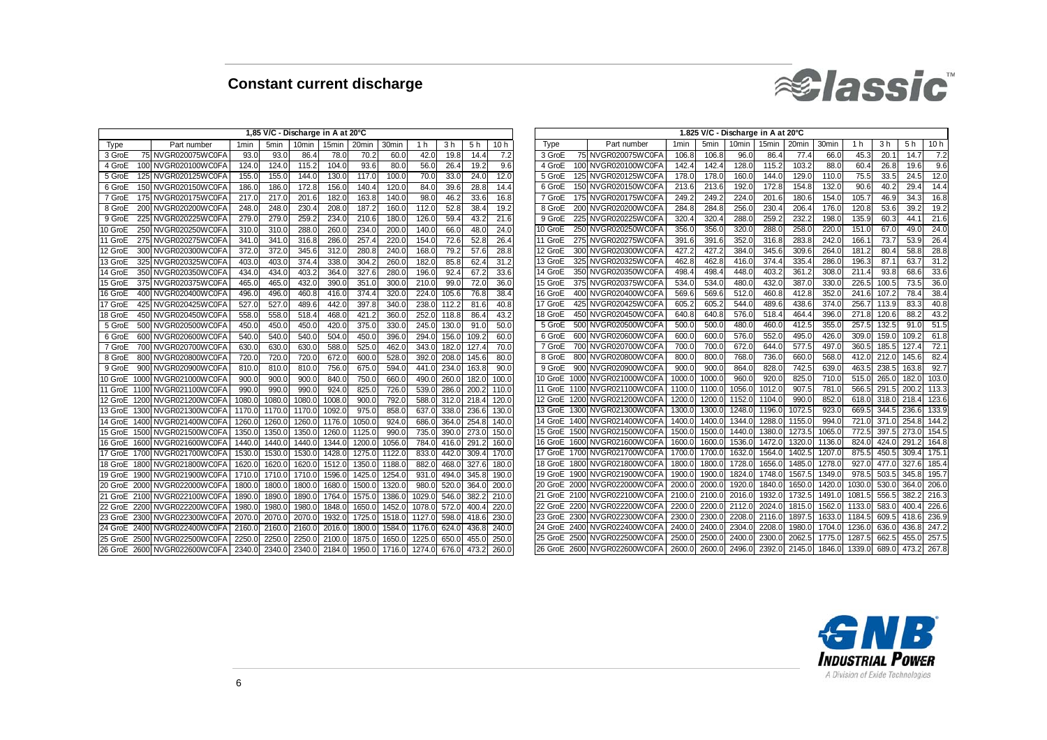# Constant current discharge

| 1,85 V/C - Discharge in A at 20°C | | | | | | | | | | | | |
|---|---|---|---|---|---|---|---|---|---|---|---|---|
| Type | | Part number | 1min | 5min | 10min | 15min | 20min | 30min | 1 h | 3 h | 5 h | 10 h |
| 3 GroE | 75 | NVGR020075WC0FA | 93.0 | 93.0 | 86.4 | 78.0 | 70.2 | 60.0 | 42.0 | 19.8 | 14.4 | 7.2 |
| 4 GroE | 100 | NVGR020100WC0FA | 124.0 | 124.0 | 115.2 | 104.0 | 93.6 | 80.0 | 56.0 | 26.4 | 19.2 | 9.6 |
| 5 GroE | 125 | NVGR020125WC0FA | 155.0 | 155.0 | 144.0 | 130.0 | 117.0 | 100.0 | 70.0 | 33.0 | 24.0 | 12.0 |
| 6 GroE | 150 | NVGR020150WC0FA | 186.0 | 186.0 | 172.8 | 156.0 | 140.4 | 120.0 | 84.0 | 39.6 | 28.8 | 14.4 |
| 7 GroE | 175 | NVGR020175WC0FA | 217.0 | 217.0 | 201.6 | 182.0 | 163.8 | 140.0 | 98.0 | 46.2 | 33.6 | 16.8 |
| 8 GroE | 200 | NVGR020200WC0FA | 248.0 | 248.0 | 230.4 | 208.0 | 187.2 | 160.0 | 112.0 | 52.8 | 38.4 | 19.2 |
| 9 GroE | 225 | NVGR020225WC0FA | 279.0 | 279.0 | 259.2 | 234.0 | 210.6 | 180.0 | 126.0 | 59.4 | 43.2 | 21.6 |
| 10 GroE | 250 | NVGR020250WC0FA | 310.0 | 310.0 | 288.0 | 260.0 | 234.0 | 200.0 | 140.0 | 66.0 | 48.0 | 24.0 |
| 11 GroE | 275 | NVGR020275WC0FA | 341.0 | 341.0 | 316.8 | 286.0 | 257.4 | 220.0 | 154.0 | 72.6 | 52.8 | 26.4 |
| 12 GroE | 300 | NVGR020300WC0FA | 372.0 | 372.0 | 345.6 | 312.0 | 280.8 | 240.0 | 168.0 | 79.2 | 57.6 | 28.8 |
| 13 GroE | 325 | NVGR020325WC0FA | 403.0 | 403.0 | 374.4 | 338.0 | 304.2 | 260.0 | 182.0 | 85.8 | 62.4 | 31.2 |
| 14 GroE | 350 | NVGR020350WC0FA | 434.0 | 434.0 | 403.2 | 364.0 | 327.6 | 280.0 | 196.0 | 92.4 | 67.2 | 33.6 |
| 15 GroE | 375 | NVGR020375WC0FA | 465.0 | 465.0 | 432.0 | 390.0 | 351.0 | 300.0 | 210.0 | 99.0 | 72.0 | 36.0 |
| 16 GroE | 400 | NVGR020400WC0FA | 496.0 | 496.0 | 460.8 | 416.0 | 374.4 | 320.0 | 224.0 | 105.6 | 76.8 | 38.4 |
| 17 GroE | 425 | NVGR020425WC0FA | 527.0 | 527.0 | 489.6 | 442.0 | 397.8 | 340.0 | 238.0 | 112.2 | 81.6 | 40.8 |
| 18 GroE | 450 | NVGR020450WC0FA | 558.0 | 558.0 | 518.4 | 468.0 | 421.2 | 360.0 | 252.0 | 118.8 | 86.4 | 43.2 |
| 5 GroE | 500 | NVGR020500WC0FA | 450.0 | 450.0 | 450.0 | 420.0 | 375.0 | 330.0 | 245.0 | 130.0 | 91.0 | 50.0 |
| 6 GroE | 600 | NVGR020600WC0FA | 540.0 | 540.0 | 540.0 | 504.0 | 450.0 | 396.0 | 294.0 | 156.0 | 109.2 | 60.0 |
| 7 GroE | 700 | NVGR020700WC0FA | 630.0 | 630.0 | 630.0 | 588.0 | 525.0 | 462.0 | 343.0 | 182.0 | 127.4 | 70.0 |
| 8 GroE | 800 | NVGR020800WC0FA | 720.0 | 720.0 | 720.0 | 672.0 | 600.0 | 528.0 | 392.0 | 208.0 | 145.6 | 80.0 |
| 9 GroE | 900 | NVGR020900WC0FA | 810.0 | 810.0 | 810.0 | 756.0 | 675.0 | 594.0 | 441.0 | 234.0 | 163.8 | 90.0 |
| 10 GroE | 1000 | NVGR021000WC0FA | 900.0 | 900.0 | 900.0 | 840.0 | 750.0 | 660.0 | 490.0 | 260.0 | 182.0 | 100.0 |
| 11 GroE | 1100 | NVGR021100WC0FA | 990.0 | 990.0 | 990.0 | 924.0 | 825.0 | 726.0 | 539.0 | 286.0 | 200.2 | 110.0 |
| 12 GroE | 1200 | NVGR021200WC0FA | 1080.0 | 1080.0 | 1080.0 | 1008.0 | 900.0 | 792.0 | 588.0 | 312.0 | 218.4 | 120.0 |
| 13 GroE | 1300 | NVGR021300WC0FA | 1170.0 | 1170.0 | 1170.0 | 1092.0 | 975.0 | 858.0 | 637.0 | 338.0 | 236.6 | 130.0 |
| 14 GroE | 1400 | NVGR021400WC0FA | 1260.0 | 1260.0 | 1260.0 | 1176.0 | 1050.0 | 924.0 | 686.0 | 364.0 | 254.8 | 140.0 |
| 15 GroE | 1500 | NVGR021500WC0FA | 1350.0 | 1350.0 | 1350.0 | 1260.0 | 1125.0 | 990.0 | 735.0 | 390.0 | 273.0 | 150.0 |
| 16 GroE | 1600 | NVGR021600WC0FA | 1440.0 | 1440.0 | 1440.0 | 1344.0 | 1200.0 | 1056.0 | 784.0 | 416.0 | 291.2 | 160.0 |
| 17 GroE | 1700 | NVGR021700WC0FA | 1530.0 | 1530.0 | 1530.0 | 1428.0 | 1275.0 | 1122.0 | 833.0 | 442.0 | 309.4 | 170.0 |
| 18 GroE | 1800 | NVGR021800WC0FA | 1620.0 | 1620.0 | 1620.0 | 1512.0 | 1350.0 | 1188.0 | 882.0 | 468.0 | 327.6 | 180.0 |
| 19 GroE | 1900 | NVGR021900WC0FA | 1710.0 | 1710.0 | 1710.0 | 1596.0 | 1425.0 | 1254.0 | 931.0 | 494.0 | 345.8 | 190.0 |
| 20 GroE | 2000 | NVGR022000WC0FA | 1800.0 | 1800.0 | 1800.0 | 1680.0 | 1500.0 | 1320.0 | 980.0 | 520.0 | 364.0 | 200.0 |
| 21 GroE | 2100 | NVGR022100WC0FA | 1890.0 | 1890.0 | 1890.0 | 1764.0 | 1575.0 | 1386.0 | 1029.0 | 546.0 | 382.2 | 210.0 |
| 22 GroE | 2200 | NVGR022200WC0FA | 1980.0 | 1980.0 | 1980.0 | 1848.0 | 1650.0 | 1452.0 | 1078.0 | 572.0 | 400.4 | 220.0 |
| 23 GroE | 2300 | NVGR022300WC0FA | 2070.0 | 2070.0 | 2070.0 | 1932.0 | 1725.0 | 1518.0 | 1127.0 | 598.0 | 418.6 | 230.0 |
| 24 GroE | 2400 | NVGR022400WC0FA | 2160.0 | 2160.0 | 2160.0 | 2016.0 | 1800.0 | 1584.0 | 1176.0 | 624.0 | 436.8 | 240.0 |
| 25 GroE | 2500 | NVGR022500WC0FA | 2250.0 | 2250.0 | 2250.0 | 2100.0 | 1875.0 | 1650.0 | 1225.0 | 650.0 | 455.0 | 250.0 |
| 26 GroE | 2600 | NVGR022600WC0FA | 2340.0 | 2340.0 | 2340.0 | 2184.0 | 1950.0 | 1716.0 | 1274.0 | 676.0 | 473.2 | 260.0 |

| 1.825 V/C - Discharge in A at 20°C | | | | | | | | | | | | |
|---|---|---|---|---|---|---|---|---|---|---|---|---|
| Type | | Part number | 1min | 5min | 10min | 15min | 20min | 30min | 1 h | 3 h | 5 h | 10 h |
| 3 GroE | 75 | NVGR020075WC0FA | 106.8 | 106.8 | 96.0 | 86.4 | 77.4 | 66.0 | 45.3 | 20.1 | 14.7 | 7.2 |
| 4 GroE | 100 | NVGR020100WC0FA | 142.4 | 142.4 | 128.0 | 115.2 | 103.2 | 88.0 | 60.4 | 26.8 | 19.6 | 9.6 |
| 5 GroE | 125 | NVGR020125WC0FA | 178.0 | 178.0 | 160.0 | 144.0 | 129.0 | 110.0 | 75.5 | 33.5 | 24.5 | 12.0 |
| 6 GroE | 150 | NVGR020150WC0FA | 213.6 | 213.6 | 192.0 | 172.8 | 154.8 | 132.0 | 90.6 | 40.2 | 29.4 | 14.4 |
| 7 GroE | 175 | NVGR020175WC0FA | 249.2 | 249.2 | 224.0 | 201.6 | 180.6 | 154.0 | 105.7 | 46.9 | 34.3 | 16.8 |
| 8 GroE | 200 | NVGR020200WC0FA | 284.8 | 284.8 | 256.0 | 230.4 | 206.4 | 176.0 | 120.8 | 53.6 | 39.2 | 19.2 |
| 9 GroE | 225 | NVGR020225WC0FA | 320.4 | 320.4 | 288.0 | 259.2 | 232.2 | 198.0 | 135.9 | 60.3 | 44.1 | 21.6 |
| 10 GroE | 250 | NVGR020250WC0FA | 356.0 | 356.0 | 320.0 | 288.0 | 258.0 | 220.0 | 151.0 | 67.0 | 49.0 | 24.0 |
| 11 GroE | 275 | NVGR020275WC0FA | 391.6 | 391.6 | 352.0 | 316.8 | 283.8 | 242.0 | 166.1 | 73.7 | 53.9 | 26.4 |
| 12 GroE | 300 | NVGR020300WC0FA | 427.2 | 427.2 | 384.0 | 345.6 | 309.6 | 264.0 | 181.2 | 80.4 | 58.8 | 28.8 |
| 13 GroE | 325 | NVGR020325WC0FA | 462.8 | 462.8 | 416.0 | 374.4 | 335.4 | 286.0 | 196.3 | 87.1 | 63.7 | 31.2 |
| 14 GroE | 350 | NVGR020350WC0FA | 498.4 | 498.4 | 448.0 | 403.2 | 361.2 | 308.0 | 211.4 | 93.8 | 68.6 | 33.6 |
| 15 GroE | 375 | NVGR020375WC0FA | 534.0 | 534.0 | 480.0 | 432.0 | 387.0 | 330.0 | 226.5 | 100.5 | 73.5 | 36.0 |
| 16 GroE | 400 | NVGR020400WC0FA | 569.6 | 569.6 | 512.0 | 460.8 | 412.8 | 352.0 | 241.6 | 107.2 | 78.4 | 38.4 |
| 17 GroE | 425 | NVGR020425WC0FA | 605.2 | 605.2 | 544.0 | 489.6 | 438.6 | 374.0 | 256.7 | 113.9 | 83.3 | 40.8 |
| 18 GroE | 450 | NVGR020450WC0FA | 640.8 | 640.8 | 576.0 | 518.4 | 464.4 | 396.0 | 271.8 | 120.6 | 88.2 | 43.2 |
| 5 GroE | 500 | NVGR020500WC0FA | 500.0 | 500.0 | 480.0 | 460.0 | 412.5 | 355.0 | 257.5 | 132.5 | 91.0 | 51.5 |
| 6 GroE | 600 | NVGR020600WC0FA | 600.0 | 600.0 | 576.0 | 552.0 | 495.0 | 426.0 | 309.0 | 159.0 | 109.2 | 61.8 |
| 7 GroE | 700 | NVGR020700WC0FA | 700.0 | 700.0 | 672.0 | 644.0 | 577.5 | 497.0 | 360.5 | 185.5 | 127.4 | 72.1 |
| 8 GroE | 800 | NVGR020800WC0FA | 800.0 | 800.0 | 768.0 | 736.0 | 660.0 | 568.0 | 412.0 | 212.0 | 145.6 | 82.4 |
| 9 GroE | 900 | NVGR020900WC0FA | 900.0 | 900.0 | 864.0 | 828.0 | 742.5 | 639.0 | 463.5 | 238.5 | 163.8 | 92.7 |
| 10 GroE | 1000 | NVGR021000WC0FA | 1000.0 | 1000.0 | 960.0 | 920.0 | 825.0 | 710.0 | 515.0 | 265.0 | 182.0 | 103.0 |
| 11 GroE | 1100 | NVGR021100WC0FA | 1100.0 | 1100.0 | 1056.0 | 1012.0 | 907.5 | 781.0 | 566.5 | 291.5 | 200.2 | 113.3 |
| 12 GroE | 1200 | NVGR021200WC0FA | 1200.0 | 1200.0 | 1152.0 | 1104.0 | 990.0 | 852.0 | 618.0 | 318.0 | 218.4 | 123.6 |
| 13 GroE | 1300 | NVGR021300WC0FA | 1300.0 | 1300.0 | 1248.0 | 1196.0 | 1072.5 | 923.0 | 669.5 | 344.5 | 236.6 | 133.9 |
| 14 GroE | 1400 | NVGR021400WC0FA | 1400.0 | 1400.0 | 1344.0 | 1288.0 | 1155.0 | 994.0 | 721.0 | 371.0 | 254.8 | 144.2 |
| 15 GroE | 1500 | NVGR021500WC0FA | 1500.0 | 1500.0 | 1440.0 | 1380.0 | 1273.5 | 1065.0 | 772.5 | 397.5 | 273.0 | 154.5 |
| 16 GroE | 1600 | NVGR021600WC0FA | 1600.0 | 1600.0 | 1536.0 | 1472.0 | 1320.0 | 1136.0 | 824.0 | 424.0 | 291.2 | 164.8 |
| 17 GroE | 1700 | NVGR021700WC0FA | 1700.0 | 1700.0 | 1632.0 | 1564.0 | 1402.5 | 1207.0 | 875.5 | 450.5 | 309.4 | 175.1 |
| 18 GroE | 1800 | NVGR021800WC0FA | 1800.0 | 1800.0 | 1728.0 | 1656.0 | 1485.0 | 1278.0 | 927.0 | 477.0 | 327.6 | 185.4 |
| 19 GroE | 1900 | NVGR021900WC0FA | 1900.0 | 1900.0 | 1824.0 | 1748.0 | 1567.5 | 1349.0 | 978.5 | 503.5 | 345.8 | 195.7 |
| 20 GroE | 2000 | NVGR022000WC0FA | 2000.0 | 2000.0 | 1920.0 | 1840.0 | 1650.0 | 1420.0 | 1030.0 | 530.0 | 364.0 | 206.0 |
| 21 GroE | 2100 | NVGR022100WC0FA | 2100.0 | 2100.0 | 2016.0 | 1932.0 | 1732.5 | 1491.0 | 1081.5 | 556.5 | 382.2 | 216.3 |
| 22 GroE | 2200 | NVGR022200WC0FA | 2200.0 | 2200.0 | 2112.0 | 2024.0 | 1815.0 | 1562.0 | 1133.0 | 583.0 | 400.4 | 226.6 |
| 23 GroE | 2300 | NVGR022300WC0FA | 2300.0 | 2300.0 | 2208.0 | 2116.0 | 1897.5 | 1633.0 | 1184.5 | 609.5 | 418.6 | 236.9 |
| 24 GroE | 2400 | NVGR022400WC0FA | 2400.0 | 2400.0 | 2304.0 | 2208.0 | 1980.0 | 1704.0 | 1236.0 | 636.0 | 436.8 | 247.2 |
| 25 GroE | 2500 | NVGR022500WC0FA | 2500.0 | 2500.0 | 2400.0 | 2300.0 | 2062.5 | 1775.0 | 1287.5 | 662.5 | 455.0 | 257.5 |
| 26 GroE | 2600 | NVGR022600WC0FA | 2600.0 | 2600.0 | 2496.0 | 2392.0 | 2145.0 | 1846.0 | 1339.0 | 689.0 | 473.2 | 267.8 |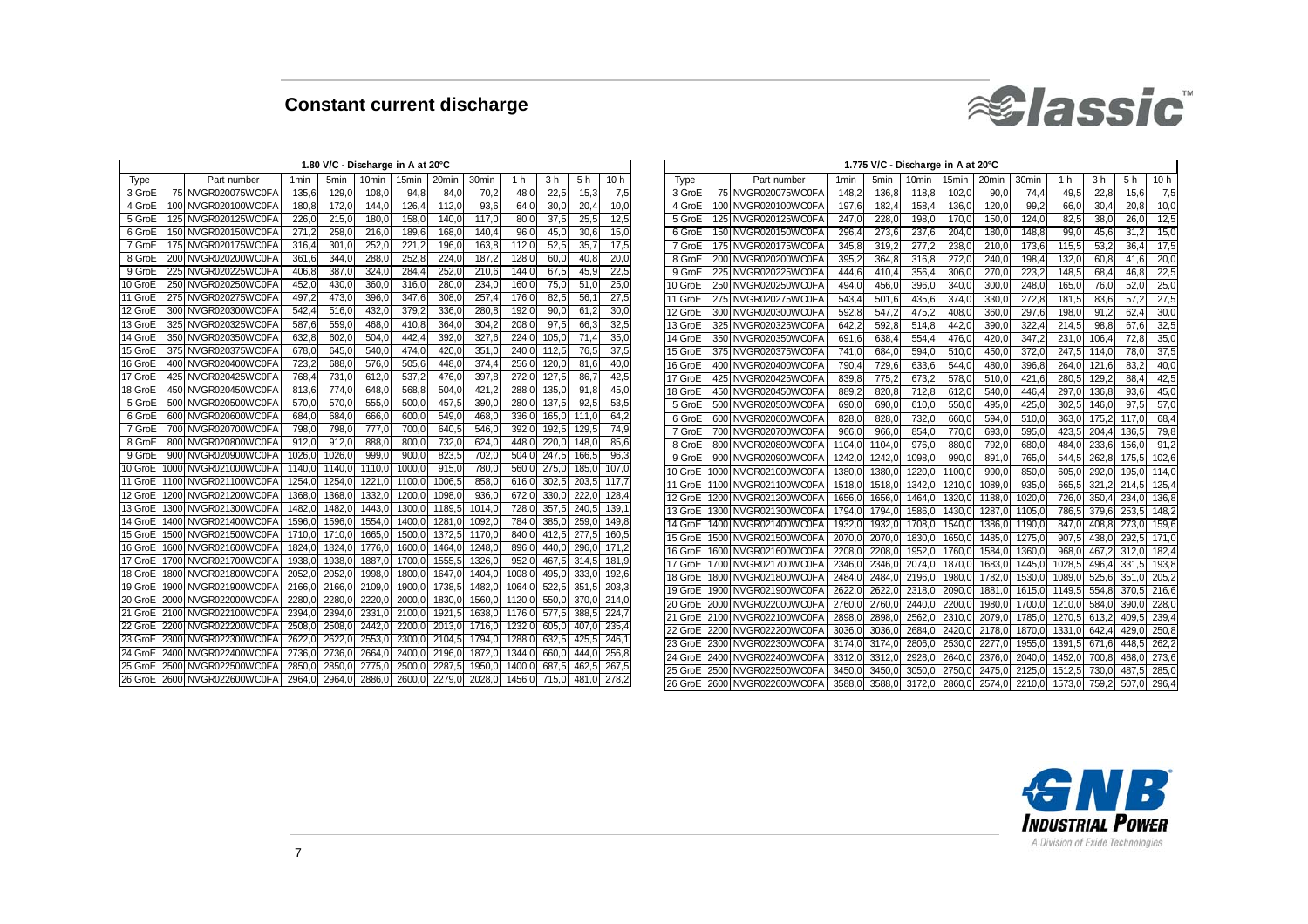# Constant current discharge

| 1.80 V/C - Discharge in A at 20°C | | | | | | | | | | | | |
|---|---|---|---|---|---|---|---|---|---|---|---|---|
| Type | | Part number | 1min | 5min | 10min | 15min | 20min | 30min | 1 h | 3 h | 5 h | 10 h |
| 3 GroE | 75 | NVGR020075WC0FA | 135,6 | 129,0 | 108,0 | 94,8 | 84,0 | 70,2 | 48,0 | 22,5 | 15,3 | 7,5 |
| 4 GroE | 100 | NVGR020100WC0FA | 180,8 | 172,0 | 144,0 | 126,4 | 112,0 | 93,6 | 64,0 | 30,0 | 20,4 | 10,0 |
| 5 GroE | 125 | NVGR020125WC0FA | 226,0 | 215,0 | 180,0 | 158,0 | 140,0 | 117,0 | 80,0 | 37,5 | 25,5 | 12,5 |
| 6 GroE | 150 | NVGR020150WC0FA | 271,2 | 258,0 | 216,0 | 189,6 | 168,0 | 140,4 | 96,0 | 45,0 | 30,6 | 15,0 |
| 7 GroE | 175 | NVGR020175WC0FA | 316,4 | 301,0 | 252,0 | 221,2 | 196,0 | 163,8 | 112,0 | 52,5 | 35,7 | 17,5 |
| 8 GroE | 200 | NVGR020200WC0FA | 361,6 | 344,0 | 288,0 | 252,8 | 224,0 | 187,2 | 128,0 | 60,0 | 40,8 | 20,0 |
| 9 GroE | 225 | NVGR020225WC0FA | 406,8 | 387,0 | 324,0 | 284,4 | 252,0 | 210,6 | 144,0 | 67,5 | 45,9 | 22,5 |
| 10 GroE | 250 | NVGR020250WC0FA | 452,0 | 430,0 | 360,0 | 316,0 | 280,0 | 234,0 | 160,0 | 75,0 | 51,0 | 25,0 |
| 11 GroE | 275 | NVGR020275WC0FA | 497,2 | 473,0 | 396,0 | 347,6 | 308,0 | 257,4 | 176,0 | 82,5 | 56,1 | 27,5 |
| 12 GroE | 300 | NVGR020300WC0FA | 542,4 | 516,0 | 432,0 | 379,2 | 336,0 | 280,8 | 192,0 | 90,0 | 61,2 | 30,0 |
| 13 GroE | 325 | NVGR020325WC0FA | 587,6 | 559,0 | 468,0 | 410,8 | 364,0 | 304,2 | 208,0 | 97,5 | 66,3 | 32,5 |
| 14 GroE | 350 | NVGR020350WC0FA | 632,8 | 602,0 | 504,0 | 442,4 | 392,0 | 327,6 | 224,0 | 105,0 | 71,4 | 35,0 |
| 15 GroE | 375 | NVGR020375WC0FA | 678,0 | 645,0 | 540,0 | 474,0 | 420,0 | 351,0 | 240,0 | 112,5 | 76,5 | 37,5 |
| 16 GroE | 400 | NVGR020400WC0FA | 723,2 | 688,0 | 576,0 | 505,6 | 448,0 | 374,4 | 256,0 | 120,0 | 81,6 | 40,0 |
| 17 GroE | 425 | NVGR020425WC0FA | 768,4 | 731,0 | 612,0 | 537,2 | 476,0 | 397,8 | 272,0 | 127,5 | 86,7 | 42,5 |
| 18 GroE | 450 | NVGR020450WC0FA | 813,6 | 774,0 | 648,0 | 568,8 | 504,0 | 421,2 | 288,0 | 135,0 | 91,8 | 45,0 |
| 5 GroE | 500 | NVGR020500WC0FA | 570,0 | 570,0 | 555,0 | 500,0 | 457,5 | 390,0 | 280,0 | 137,5 | 92,5 | 53,5 |
| 6 GroE | 600 | NVGR020600WC0FA | 684,0 | 684,0 | 666,0 | 600,0 | 549,0 | 468,0 | 336,0 | 165,0 | 111,0 | 64,2 |
| 7 GroE | 700 | NVGR020700WC0FA | 798,0 | 798,0 | 777,0 | 700,0 | 640,5 | 546,0 | 392,0 | 192,5 | 129,5 | 74,9 |
| 8 GroE | 800 | NVGR020800WC0FA | 912,0 | 912,0 | 888,0 | 800,0 | 732,0 | 624,0 | 448,0 | 220,0 | 148,0 | 85,6 |
| 9 GroE | 900 | NVGR020900WC0FA | 1026,0 | 1026,0 | 999,0 | 900,0 | 823,5 | 702,0 | 504,0 | 247,5 | 166,5 | 96,3 |
| 10 GroE | 1000 | NVGR021000WC0FA | 1140,0 | 1140,0 | 1110,0 | 1000,0 | 915,0 | 780,0 | 560,0 | 275,0 | 185,0 | 107,0 |
| 11 GroE | 1100 | NVGR021100WC0FA | 1254,0 | 1254,0 | 1221,0 | 1100,0 | 1006,5 | 858,0 | 616,0 | 302,5 | 203,5 | 117,7 |
| 12 GroE | 1200 | NVGR021200WC0FA | 1368,0 | 1368,0 | 1332,0 | 1200,0 | 1098,0 | 936,0 | 672,0 | 330,0 | 222,0 | 128,4 |
| 13 GroE | 1300 | NVGR021300WC0FA | 1482,0 | 1482,0 | 1443,0 | 1300,0 | 1189,5 | 1014,0 | 728,0 | 357,5 | 240,5 | 139,1 |
| 14 GroE | 1400 | NVGR021400WC0FA | 1596,0 | 1596,0 | 1554,0 | 1400,0 | 1281,0 | 1092,0 | 784,0 | 385,0 | 259,0 | 149,8 |
| 15 GroE | 1500 | NVGR021500WC0FA | 1710,0 | 1710,0 | 1665,0 | 1500,0 | 1372,5 | 1170,0 | 840,0 | 412,5 | 277,5 | 160,5 |
| 16 GroE | 1600 | NVGR021600WC0FA | 1824,0 | 1824,0 | 1776,0 | 1600,0 | 1464,0 | 1248,0 | 896,0 | 440,0 | 296,0 | 171,2 |
| 17 GroE | 1700 | NVGR021700WC0FA | 1938,0 | 1938,0 | 1887,0 | 1700,0 | 1555,5 | 1326,0 | 952,0 | 467,5 | 314,5 | 181,9 |
| 18 GroE | 1800 | NVGR021800WC0FA | 2052,0 | 2052,0 | 1998,0 | 1800,0 | 1647,0 | 1404,0 | 1008,0 | 495,0 | 333,0 | 192,6 |
| 19 GroE | 1900 | NVGR021900WC0FA | 2166,0 | 2166,0 | 2109,0 | 1900,0 | 1738,5 | 1482,0 | 1064,0 | 522,5 | 351,5 | 203,3 |
| 20 GroE | 2000 | NVGR022000WC0FA | 2280,0 | 2280,0 | 2220,0 | 2000,0 | 1830,0 | 1560,0 | 1120,0 | 550,0 | 370,0 | 214,0 |
| 21 GroE | 2100 | NVGR022100WC0FA | 2394,0 | 2394,0 | 2331,0 | 2100,0 | 1921,5 | 1638,0 | 1176,0 | 577,5 | 388,5 | 224,7 |
| 22 GroE | 2200 | NVGR022200WC0FA | 2508,0 | 2508,0 | 2442,0 | 2200,0 | 2013,0 | 1716,0 | 1232,0 | 605,0 | 407,0 | 235,4 |
| 23 GroE | 2300 | NVGR022300WC0FA | 2622,0 | 2622,0 | 2553,0 | 2300,0 | 2104,5 | 1794,0 | 1288,0 | 632,5 | 425,5 | 246,1 |
| 24 GroE | 2400 | NVGR022400WC0FA | 2736,0 | 2736,0 | 2664,0 | 2400,0 | 2196,0 | 1872,0 | 1344,0 | 660,0 | 444,0 | 256,8 |
| 25 GroE | 2500 | NVGR022500WC0FA | 2850,0 | 2850,0 | 2775,0 | 2500,0 | 2287,5 | 1950,0 | 1400,0 | 687,5 | 462,5 | 267,5 |
| 26 GroE | 2600 | NVGR022600WC0FA | 2964,0 | 2964,0 | 2886,0 | 2600,0 | 2279,0 | 2028,0 | 1456,0 | 715,0 | 481,0 | 278,2 |

| 1.775 V/C - Discharge in A at 20°C | | | | | | | | | | | | |
|---|---|---|---|---|---|---|---|---|---|---|---|---|
| Type | | Part number | 1min | 5min | 10min | 15min | 20min | 30min | 1 h | 3 h | 5 h | 10 h |
| 3 GroE | 75 | NVGR020075WC0FA | 148,2 | 136,8 | 118,8 | 102,0 | 90,0 | 74,4 | 49,5 | 22,8 | 15,6 | 7,5 |
| 4 GroE | 100 | NVGR020100WC0FA | 197,6 | 182,4 | 158,4 | 136,0 | 120,0 | 99,2 | 66,0 | 30,4 | 20,8 | 10,0 |
| 5 GroE | 125 | NVGR020125WC0FA | 247,0 | 228,0 | 198,0 | 170,0 | 150,0 | 124,0 | 82,5 | 38,0 | 26,0 | 12,5 |
| 6 GroE | 150 | NVGR020150WC0FA | 296,4 | 273,6 | 237,6 | 204,0 | 180,0 | 148,8 | 99,0 | 45,6 | 31,2 | 15,0 |
| 7 GroE | 175 | NVGR020175WC0FA | 345,8 | 319,2 | 277,2 | 238,0 | 210,0 | 173,6 | 115,5 | 53,2 | 36,4 | 17,5 |
| 8 GroE | 200 | NVGR020200WC0FA | 395,2 | 364,8 | 316,8 | 272,0 | 240,0 | 198,4 | 132,0 | 60,8 | 41,6 | 20,0 |
| 9 GroE | 225 | NVGR020225WC0FA | 444,6 | 410,4 | 356,4 | 306,0 | 270,0 | 223,2 | 148,5 | 68,4 | 46,8 | 22,5 |
| 10 GroE | 250 | NVGR020250WC0FA | 494,0 | 456,0 | 396,0 | 340,0 | 300,0 | 248,0 | 165,0 | 76,0 | 52,0 | 25,0 |
| 11 GroE | 275 | NVGR020275WC0FA | 543,4 | 501,6 | 435,6 | 374,0 | 330,0 | 272,8 | 181,5 | 83,6 | 57,2 | 27,5 |
| 12 GroE | 300 | NVGR020300WC0FA | 592,8 | 547,2 | 475,2 | 408,0 | 360,0 | 297,6 | 198,0 | 91,2 | 62,4 | 30,0 |
| 13 GroE | 325 | NVGR020325WC0FA | 642,2 | 592,8 | 514,8 | 442,0 | 390,0 | 322,4 | 214,5 | 98,8 | 67,6 | 32,5 |
| 14 GroE | 350 | NVGR020350WC0FA | 691,6 | 638,4 | 554,4 | 476,0 | 420,0 | 347,2 | 231,0 | 106,4 | 72,8 | 35,0 |
| 15 GroE | 375 | NVGR020375WC0FA | 741,0 | 684,0 | 594,0 | 510,0 | 450,0 | 372,0 | 247,5 | 114,0 | 78,0 | 37,5 |
| 16 GroE | 400 | NVGR020400WC0FA | 790,4 | 729,6 | 633,6 | 544,0 | 480,0 | 396,8 | 264,0 | 121,6 | 83,2 | 40,0 |
| 17 GroE | 425 | NVGR020425WC0FA | 839,8 | 775,2 | 673,2 | 578,0 | 510,0 | 421,6 | 280,5 | 129,2 | 88,4 | 42,5 |
| 18 GroE | 450 | NVGR020450WC0FA | 889,2 | 820,8 | 712,8 | 612,0 | 540,0 | 446,4 | 297,0 | 136,8 | 93,6 | 45,0 |
| 5 GroE | 500 | NVGR020500WC0FA | 690,0 | 690,0 | 610,0 | 550,0 | 495,0 | 425,0 | 302,5 | 146,0 | 97,5 | 57,0 |
| 6 GroE | 600 | NVGR020600WC0FA | 828,0 | 828,0 | 732,0 | 660,0 | 594,0 | 510,0 | 363,0 | 175,2 | 117,0 | 68,4 |
| 7 GroE | 700 | NVGR020700WC0FA | 966,0 | 966,0 | 854,0 | 770,0 | 693,0 | 595,0 | 423,5 | 204,4 | 136,5 | 79,8 |
| 8 GroE | 800 | NVGR020800WC0FA | 1104,0 | 1104,0 | 976,0 | 880,0 | 792,0 | 680,0 | 484,0 | 233,6 | 156,0 | 91,2 |
| 9 GroE | 900 | NVGR020900WC0FA | 1242,0 | 1242,0 | 1098,0 | 990,0 | 891,0 | 765,0 | 544,5 | 262,8 | 175,5 | 102,6 |
| 10 GroE | 1000 | NVGR021000WC0FA | 1380,0 | 1380,0 | 1220,0 | 1100,0 | 990,0 | 850,0 | 605,0 | 292,0 | 195,0 | 114,0 |
| 11 GroE | 1100 | NVGR021100WC0FA | 1518,0 | 1518,0 | 1342,0 | 1210,0 | 1089,0 | 935,0 | 665,5 | 321,2 | 214,5 | 125,4 |
| 12 GroE | 1200 | NVGR021200WC0FA | 1656,0 | 1656,0 | 1464,0 | 1320,0 | 1188,0 | 1020,0 | 726,0 | 350,4 | 234,0 | 136,8 |
| 13 GroE | 1300 | NVGR021300WC0FA | 1794,0 | 1794,0 | 1586,0 | 1430,0 | 1287,0 | 1105,0 | 786,5 | 379,6 | 253,5 | 148,2 |
| 14 GroE | 1400 | NVGR021400WC0FA | 1932,0 | 1932,0 | 1708,0 | 1540,0 | 1386,0 | 1190,0 | 847,0 | 408,8 | 273,0 | 159,6 |
| 15 GroE | 1500 | NVGR021500WC0FA | 2070,0 | 2070,0 | 1830,0 | 1650,0 | 1485,0 | 1275,0 | 907,5 | 438,0 | 292,5 | 171,0 |
| 16 GroE | 1600 | NVGR021600WC0FA | 2208,0 | 2208,0 | 1952,0 | 1760,0 | 1584,0 | 1360,0 | 968,0 | 467,2 | 312,0 | 182,4 |
| 17 GroE | 1700 | NVGR021700WC0FA | 2346,0 | 2346,0 | 2074,0 | 1870,0 | 1683,0 | 1445,0 | 1028,5 | 496,4 | 331,5 | 193,8 |
| 18 GroE | 1800 | NVGR021800WC0FA | 2484,0 | 2484,0 | 2196,0 | 1980,0 | 1782,0 | 1530,0 | 1089,0 | 525,6 | 351,0 | 205,2 |
| 19 GroE | 1900 | NVGR021900WC0FA | 2622,0 | 2622,0 | 2318,0 | 2090,0 | 1881,0 | 1615,0 | 1149,5 | 554,8 | 370,5 | 216,6 |
| 20 GroE | 2000 | NVGR022000WC0FA | 2760,0 | 2760,0 | 2440,0 | 2200,0 | 1980,0 | 1700,0 | 1210,0 | 584,0 | 390,0 | 228,0 |
| 21 GroE | 2100 | NVGR022100WC0FA | 2898,0 | 2898,0 | 2562,0 | 2310,0 | 2079,0 | 1785,0 | 1270,5 | 613,2 | 409,5 | 239,4 |
| 22 GroE | 2200 | NVGR022200WC0FA | 3036,0 | 3036,0 | 2684,0 | 2420,0 | 2178,0 | 1870,0 | 1331,0 | 642,4 | 429,0 | 250,8 |
| 23 GroE | 2300 | NVGR022300WC0FA | 3174,0 | 3174,0 | 2806,0 | 2530,0 | 2277,0 | 1955,0 | 1391,5 | 671,6 | 448,5 | 262,2 |
| 24 GroE | 2400 | NVGR022400WC0FA | 3312,0 | 3312,0 | 2928,0 | 2640,0 | 2376,0 | 2040,0 | 1452,0 | 700,8 | 468,0 | 273,6 |
| 25 GroE | 2500 | NVGR022500WC0FA | 3450,0 | 3450,0 | 3050,0 | 2750,0 | 2475,0 | 2125,0 | 1512,5 | 730,0 | 487,5 | 285,0 |
| 26 GroE | 2600 | NVGR022600WC0FA | 3588,0 | 3588,0 | 3172,0 | 2860,0 | 2574,0 | 2210,0 | 1573,0 | 759,2 | 507,0 | 296,4 |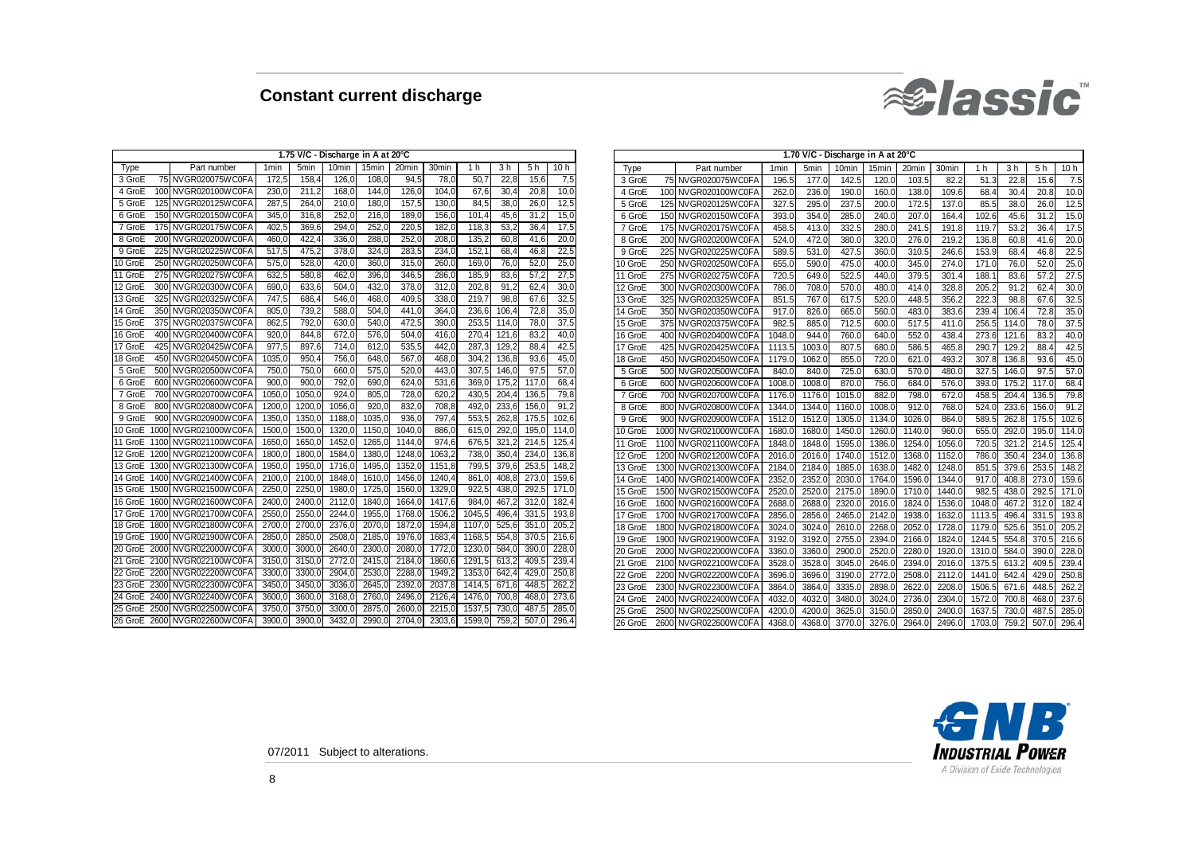## Constant current discharge

| 1.75 V/C - Discharge in A at 20°C | | | | | | | | | | | | |
|---|---|---|---|---|---|---|---|---|---|---|---|---|
| Type | | Part number | 1min | 5min | 10min | 15min | 20min | 30min | 1 h | 3 h | 5 h | 10 h |
| 3 GroE | 75 | NVGR020075WC0FA | 172,5 | 158,4 | 126,0 | 108,0 | 94,5 | 78,0 | 50,7 | 22,8 | 15,6 | 7,5 |
| 4 GroE | 100 | NVGR020100WC0FA | 230,0 | 211,2 | 168,0 | 144,0 | 126,0 | 104,0 | 67,6 | 30,4 | 20,8 | 10,0 |
| 5 GroE | 125 | NVGR020125WC0FA | 287,5 | 264,0 | 210,0 | 180,0 | 157,5 | 130,0 | 84,5 | 38,0 | 26,0 | 12,5 |
| 6 GroE | 150 | NVGR020150WC0FA | 345,0 | 316,8 | 252,0 | 216,0 | 189,0 | 156,0 | 101,4 | 45,6 | 31,2 | 15,0 |
| 7 GroE | 175 | NVGR020175WC0FA | 402,5 | 369,6 | 294,0 | 252,0 | 220,5 | 182,0 | 118,3 | 53,2 | 36,4 | 17,5 |
| 8 GroE | 200 | NVGR020200WC0FA | 460,0 | 422,4 | 336,0 | 288,0 | 252,0 | 208,0 | 135,2 | 60,8 | 41,6 | 20,0 |
| 9 GroE | 225 | NVGR020225WC0FA | 517,5 | 475,2 | 378,0 | 324,0 | 283,5 | 234,0 | 152,1 | 68,4 | 46,8 | 22,5 |
| 10 GroE | 250 | NVGR020250WC0FA | 575,0 | 528,0 | 420,0 | 360,0 | 315,0 | 260,0 | 169,0 | 76,0 | 52,0 | 25,0 |
| 11 GroE | 275 | NVGR020275WC0FA | 632,5 | 580,8 | 462,0 | 396,0 | 346,5 | 286,0 | 185,9 | 83,6 | 57,2 | 27,5 |
| 12 GroE | 300 | NVGR020300WC0FA | 690,0 | 633,6 | 504,0 | 432,0 | 378,0 | 312,0 | 202,8 | 91,2 | 62,4 | 30,0 |
| 13 GroE | 325 | NVGR020325WC0FA | 747,5 | 686,4 | 546,0 | 468,0 | 409,5 | 338,0 | 219,7 | 98,8 | 67,6 | 32,5 |
| 14 GroE | 350 | NVGR020350WC0FA | 805,0 | 739,2 | 588,0 | 504,0 | 441,0 | 364,0 | 236,6 | 106,4 | 72,8 | 35,0 |
| 15 GroE | 375 | NVGR020375WC0FA | 862,5 | 792,0 | 630,0 | 540,0 | 472,5 | 390,0 | 253,5 | 114,0 | 78,0 | 37,5 |
| 16 GroE | 400 | NVGR020400WC0FA | 920,0 | 844,8 | 672,0 | 576,0 | 504,0 | 416,0 | 270,4 | 121,6 | 83,2 | 40,0 |
| 17 GroE | 425 | NVGR020425WC0FA | 977,5 | 897,6 | 714,0 | 612,0 | 535,5 | 442,0 | 287,3 | 129,2 | 88,4 | 42,5 |
| 18 GroE | 450 | NVGR020450WC0FA | 1035,0 | 950,4 | 756,0 | 648,0 | 567,0 | 468,0 | 304,2 | 136,8 | 93,6 | 45,0 |
| 5 GroE | 500 | NVGR020500WC0FA | 750,0 | 750,0 | 660,0 | 575,0 | 520,0 | 443,0 | 307,5 | 146,0 | 97,5 | 57,0 |
| 6 GroE | 600 | NVGR020600WC0FA | 900,0 | 900,0 | 792,0 | 690,0 | 624,0 | 531,6 | 369,0 | 175,2 | 117,0 | 68,4 |
| 7 GroE | 700 | NVGR020700WC0FA | 1050,0 | 1050,0 | 924,0 | 805,0 | 728,0 | 620,2 | 430,5 | 204,4 | 136,5 | 79,8 |
| 8 GroE | 800 | NVGR020800WC0FA | 1200,0 | 1200,0 | 1056,0 | 920,0 | 832,0 | 708,8 | 492,0 | 233,6 | 156,0 | 91,2 |
| 9 GroE | 900 | NVGR020900WC0FA | 1350,0 | 1350,0 | 1188,0 | 1035,0 | 936,0 | 797,4 | 553,5 | 262,8 | 175,5 | 102,6 |
| 10 GroE | 1000 | NVGR021000WC0FA | 1500,0 | 1500,0 | 1320,0 | 1150,0 | 1040,0 | 886,0 | 615,0 | 292,0 | 195,0 | 114,0 |
| 11 GroE | 1100 | NVGR021100WC0FA | 1650,0 | 1650,0 | 1452,0 | 1265,0 | 1144,0 | 974,6 | 676,5 | 321,2 | 214,5 | 125,4 |
| 12 GroE | 1200 | NVGR021200WC0FA | 1800,0 | 1800,0 | 1584,0 | 1380,0 | 1248,0 | 1063,2 | 738,0 | 350,4 | 234,0 | 136,8 |
| 13 GroE | 1300 | NVGR021300WC0FA | 1950,0 | 1950,0 | 1716,0 | 1495,0 | 1352,0 | 1151,8 | 799,5 | 379,6 | 253,5 | 148,2 |
| 14 GroE | 1400 | NVGR021400WC0FA | 2100,0 | 2100,0 | 1848,0 | 1610,0 | 1456,0 | 1240,4 | 861,0 | 408,8 | 273,0 | 159,6 |
| 15 GroE | 1500 | NVGR021500WC0FA | 2250,0 | 2250,0 | 1980,0 | 1725,0 | 1560,0 | 1329,0 | 922,5 | 438,0 | 292,5 | 171,0 |
| 16 GroE | 1600 | NVGR021600WC0FA | 2400,0 | 2400,0 | 2112,0 | 1840,0 | 1664,0 | 1417,6 | 984,0 | 467,2 | 312,0 | 182,4 |
| 17 GroE | 1700 | NVGR021700WC0FA | 2550,0 | 2550,0 | 2244,0 | 1955,0 | 1768,0 | 1506,2 | 1045,5 | 496,4 | 331,5 | 193,8 |
| 18 GroE | 1800 | NVGR021800WC0FA | 2700,0 | 2700,0 | 2376,0 | 2070,0 | 1872,0 | 1594,8 | 1107,0 | 525,6 | 351,0 | 205,2 |
| 19 GroE | 1900 | NVGR021900WC0FA | 2850,0 | 2850,0 | 2508,0 | 2185,0 | 1976,0 | 1683,4 | 1168,5 | 554,8 | 370,5 | 216,6 |
| 20 GroE | 2000 | NVGR022000WC0FA | 3000,0 | 3000,0 | 2640,0 | 2300,0 | 2080,0 | 1772,0 | 1230,0 | 584,0 | 390,0 | 228,0 |
| 21 GroE | 2100 | NVGR022100WC0FA | 3150,0 | 3150,0 | 2772,0 | 2415,0 | 2184,0 | 1860,6 | 1291,5 | 613,2 | 409,5 | 239,4 |
| 22 GroE | 2200 | NVGR022200WC0FA | 3300,0 | 3300,0 | 2904,0 | 2530,0 | 2288,0 | 1949,2 | 1353,0 | 642,4 | 429,0 | 250,8 |
| 23 GroE | 2300 | NVGR022300WC0FA | 3450,0 | 3450,0 | 3036,0 | 2645,0 | 2392,0 | 2037,8 | 1414,5 | 671,6 | 448,5 | 262,2 |
| 24 GroE | 2400 | NVGR022400WC0FA | 3600,0 | 3600,0 | 3168,0 | 2760,0 | 2496,0 | 2126,4 | 1476,0 | 700,8 | 468,0 | 273,6 |
| 25 GroE | 2500 | NVGR022500WC0FA | 3750,0 | 3750,0 | 3300,0 | 2875,0 | 2600,0 | 2215,0 | 1537,5 | 730,0 | 487,5 | 285,0 |
| 26 GroE | 2600 | NVGR022600WC0FA | 3900,0 | 3900,0 | 3432,0 | 2990,0 | 2704,0 | 2303,6 | 1599,0 | 759,2 | 507,0 | 296,4 |

| 1.70 V/C - Discharge in A at 20°C | | | | | | | | | | | | |
|---|---|---|---|---|---|---|---|---|---|---|---|---|
| Type | | Part number | 1min | 5min | 10min | 15min | 20min | 30min | 1 h | 3 h | 5 h | 10 h |
| 3 GroE | 75 | NVGR020075WC0FA | 196.5 | 177.0 | 142.5 | 120.0 | 103.5 | 82.2 | 51.3 | 22.8 | 15.6 | 7.5 |
| 4 GroE | 100 | NVGR020100WC0FA | 262.0 | 236.0 | 190.0 | 160.0 | 138.0 | 109.6 | 68.4 | 30.4 | 20.8 | 10.0 |
| 5 GroE | 125 | NVGR020125WC0FA | 327.5 | 295.0 | 237.5 | 200.0 | 172.5 | 137.0 | 85.5 | 38.0 | 26.0 | 12.5 |
| 6 GroE | 150 | NVGR020150WC0FA | 393.0 | 354.0 | 285.0 | 240.0 | 207.0 | 164.4 | 102.6 | 45.6 | 31.2 | 15.0 |
| 7 GroE | 175 | NVGR020175WC0FA | 458.5 | 413.0 | 332.5 | 280.0 | 241.5 | 191.8 | 119.7 | 53.2 | 36.4 | 17.5 |
| 8 GroE | 200 | NVGR020200WC0FA | 524.0 | 472.0 | 380.0 | 320.0 | 276.0 | 219.2 | 136.8 | 60.8 | 41.6 | 20.0 |
| 9 GroE | 225 | NVGR020225WC0FA | 589.5 | 531.0 | 427.5 | 360.0 | 310.5 | 246.6 | 153.9 | 68.4 | 46.8 | 22.5 |
| 10 GroE | 250 | NVGR020250WC0FA | 655.0 | 590.0 | 475.0 | 400.0 | 345.0 | 274.0 | 171.0 | 76.0 | 52.0 | 25.0 |
| 11 GroE | 275 | NVGR020275WC0FA | 720.5 | 649.0 | 522.5 | 440.0 | 379.5 | 301.4 | 188.1 | 83.6 | 57.2 | 27.5 |
| 12 GroE | 300 | NVGR020300WC0FA | 786.0 | 708.0 | 570.0 | 480.0 | 414.0 | 328.8 | 205.2 | 91.2 | 62.4 | 30.0 |
| 13 GroE | 325 | NVGR020325WC0FA | 851.5 | 767.0 | 617.5 | 520.0 | 448.5 | 356.2 | 222.3 | 98.8 | 67.6 | 32.5 |
| 14 GroE | 350 | NVGR020350WC0FA | 917.0 | 826.0 | 665.0 | 560.0 | 483.0 | 383.6 | 239.4 | 106.4 | 72.8 | 35.0 |
| 15 GroE | 375 | NVGR020375WC0FA | 982.5 | 885.0 | 712.5 | 600.0 | 517.5 | 411.0 | 256.5 | 114.0 | 78.0 | 37.5 |
| 16 GroE | 400 | NVGR020400WC0FA | 1048.0 | 944.0 | 760.0 | 640.0 | 552.0 | 438.4 | 273.6 | 121.6 | 83.2 | 40.0 |
| 17 GroE | 425 | NVGR020425WC0FA | 1113.5 | 1003.0 | 807.5 | 680.0 | 586.5 | 465.8 | 290.7 | 129.2 | 88.4 | 42.5 |
| 18 GroE | 450 | NVGR020450WC0FA | 1179.0 | 1062.0 | 855.0 | 720.0 | 621.0 | 493.2 | 307.8 | 136.8 | 93.6 | 45.0 |
| 5 GroE | 500 | NVGR020500WC0FA | 840.0 | 840.0 | 725.0 | 630.0 | 570.0 | 480.0 | 327.5 | 146.0 | 97.5 | 57.0 |
| 6 GroE | 600 | NVGR020600WC0FA | 1008.0 | 1008.0 | 870.0 | 756.0 | 684.0 | 576.0 | 393.0 | 175.2 | 117.0 | 68.4 |
| 7 GroE | 700 | NVGR020700WC0FA | 1176.0 | 1176.0 | 1015.0 | 882.0 | 798.0 | 672.0 | 458.5 | 204.4 | 136.5 | 79.8 |
| 8 GroE | 800 | NVGR020800WC0FA | 1344.0 | 1344.0 | 1160.0 | 1008.0 | 912.0 | 768.0 | 524.0 | 233.6 | 156.0 | 91.2 |
| 9 GroE | 900 | NVGR020900WC0FA | 1512.0 | 1512.0 | 1305.0 | 1134.0 | 1026.0 | 864.0 | 589.5 | 262.8 | 175.5 | 102.6 |
| 10 GroE | 1000 | NVGR021000WC0FA | 1680.0 | 1680.0 | 1450.0 | 1260.0 | 1140.0 | 960.0 | 655.0 | 292.0 | 195.0 | 114.0 |
| 11 GroE | 1100 | NVGR021100WC0FA | 1848.0 | 1848.0 | 1595.0 | 1386.0 | 1254.0 | 1056.0 | 720.5 | 321.2 | 214.5 | 125.4 |
| 12 GroE | 1200 | NVGR021200WC0FA | 2016.0 | 2016.0 | 1740.0 | 1512.0 | 1368.0 | 1152.0 | 786.0 | 350.4 | 234.0 | 136.8 |
| 13 GroE | 1300 | NVGR021300WC0FA | 2184.0 | 2184.0 | 1885.0 | 1638.0 | 1482.0 | 1248.0 | 851.5 | 379.6 | 253.5 | 148.2 |
| 14 GroE | 1400 | NVGR021400WC0FA | 2352.0 | 2352.0 | 2030.0 | 1764.0 | 1596.0 | 1344.0 | 917.0 | 408.8 | 273.0 | 159.6 |
| 15 GroE | 1500 | NVGR021500WC0FA | 2520.0 | 2520.0 | 2175.0 | 1890.0 | 1710.0 | 1440.0 | 982.5 | 438.0 | 292.5 | 171.0 |
| 16 GroE | 1600 | NVGR021600WC0FA | 2688.0 | 2688.0 | 2320.0 | 2016.0 | 1824.0 | 1536.0 | 1048.0 | 467.2 | 312.0 | 182.4 |
| 17 GroE | 1700 | NVGR021700WC0FA | 2856.0 | 2856.0 | 2465.0 | 2142.0 | 1938.0 | 1632.0 | 1113.5 | 496.4 | 331.5 | 193.8 |
| 18 GroE | 1800 | NVGR021800WC0FA | 3024.0 | 3024.0 | 2610.0 | 2268.0 | 2052.0 | 1728.0 | 1179.0 | 525.6 | 351.0 | 205.2 |
| 19 GroE | 1900 | NVGR021900WC0FA | 3192.0 | 3192.0 | 2755.0 | 2394.0 | 2166.0 | 1824.0 | 1244.5 | 554.8 | 370.5 | 216.6 |
| 20 GroE | 2000 | NVGR022000WC0FA | 3360.0 | 3360.0 | 2900.0 | 2520.0 | 2280.0 | 1920.0 | 1310.0 | 584.0 | 390.0 | 228.0 |
| 21 GroE | 2100 | NVGR022100WC0FA | 3528.0 | 3528.0 | 3045.0 | 2646.0 | 2394.0 | 2016.0 | 1375.5 | 613.2 | 409.5 | 239.4 |
| 22 GroE | 2200 | NVGR022200WC0FA | 3696.0 | 3696.0 | 3190.0 | 2772.0 | 2508.0 | 2112.0 | 1441.0 | 642.4 | 429.0 | 250.8 |
| 23 GroE | 2300 | NVGR022300WC0FA | 3864.0 | 3864.0 | 3335.0 | 2898.0 | 2622.0 | 2208.0 | 1506.5 | 671.6 | 448.5 | 262.2 |
| 24 GroE | 2400 | NVGR022400WC0FA | 4032.0 | 4032.0 | 3480.0 | 3024.0 | 2736.0 | 2304.0 | 1572.0 | 700.8 | 468.0 | 237.6 |
| 25 GroE | 2500 | NVGR022500WC0FA | 4200.0 | 4200.0 | 3625.0 | 3150.0 | 2850.0 | 2400.0 | 1637.5 | 730.0 | 487.5 | 285.0 |
| 26 GroE | 2600 | NVGR022600WC0FA | 4368.0 | 4368.0 | 3770.0 | 3276.0 | 2964.0 | 2496.0 | 1703.0 | 759.2 | 507.0 | 296.4 |

07/2011 Subject to alterations.